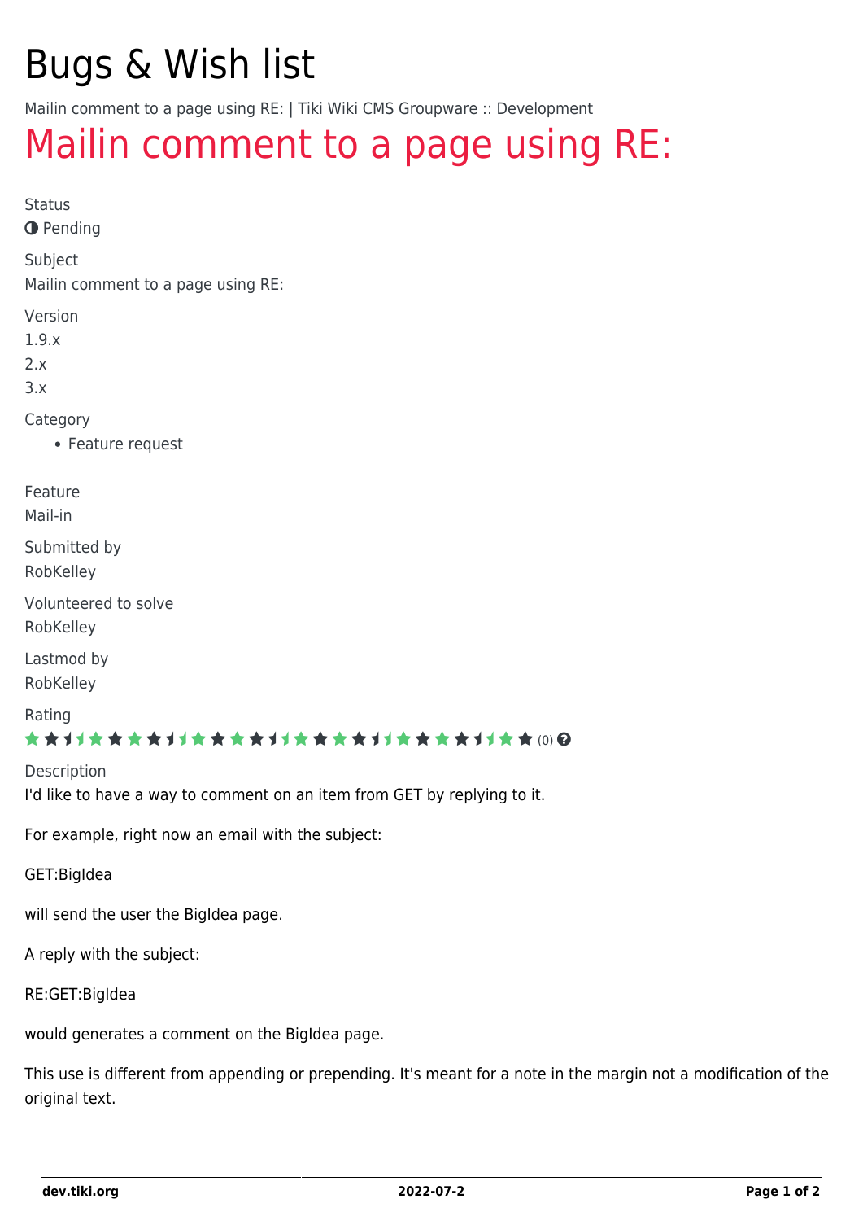# Bugs & Wish list

Mailin comment to a page using RE: | Tiki Wiki CMS Groupware :: Development

## Mailin comment to a page using RE:

Status

Pending

Subject

Mailin comment to a page using RE:

Version

1.9.x

2.x

3.x

Category

- Feature request

Feature

Mail-in

Submitted by

RobKelley

Volunteered to solve

RobKelley

Lastmod by

RobKelley

Rating

(0)

Description

I'd like to have a way to comment on an item from GET by replying to it.

For example, right now an email with the subject:

GET:BigIdea

will send the user the BigIdea page.

A reply with the subject:

RE:GET:BigIdea

would generates a comment on the BigIdea page.

This use is different from appending or prepending. It's meant for a note in the margin not a modification of the original text.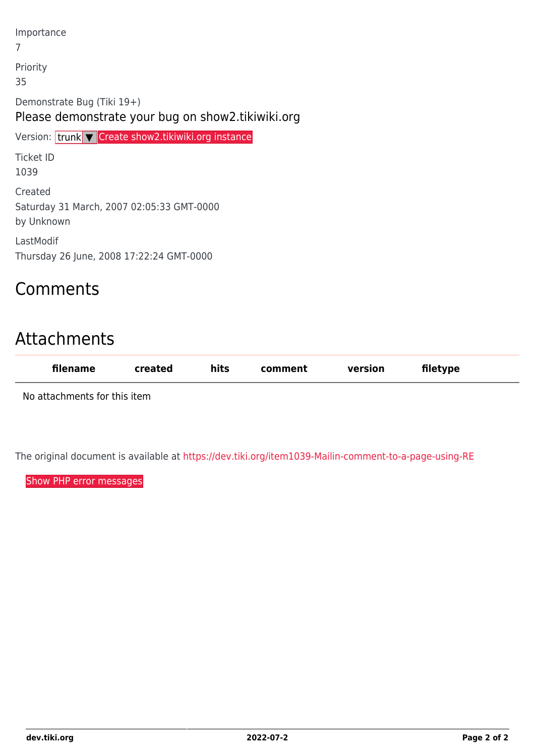Importance

7

Priority

35

Demonstrate Bug (Tiki 19+)

Please demonstrate your bug on show2.tikiwiki.org

Version: trunk ▼ Create show2.tikiwiki.org instance

Ticket ID

1039

Created

Saturday 31 March, 2007 02:05:33 GMT-0000

by Unknown

LastModif

Thursday 26 June, 2008 17:22:24 GMT-0000

## Comments

## Attachments

| filename | created | hits | comment | version | filetype |
|---|---|---|---|---|---|
| No attachments for this item | | | | | |

The original document is available at https://dev.tiki.org/item1039-Mailin-comment-to-a-page-using-RE

Show PHP error messages